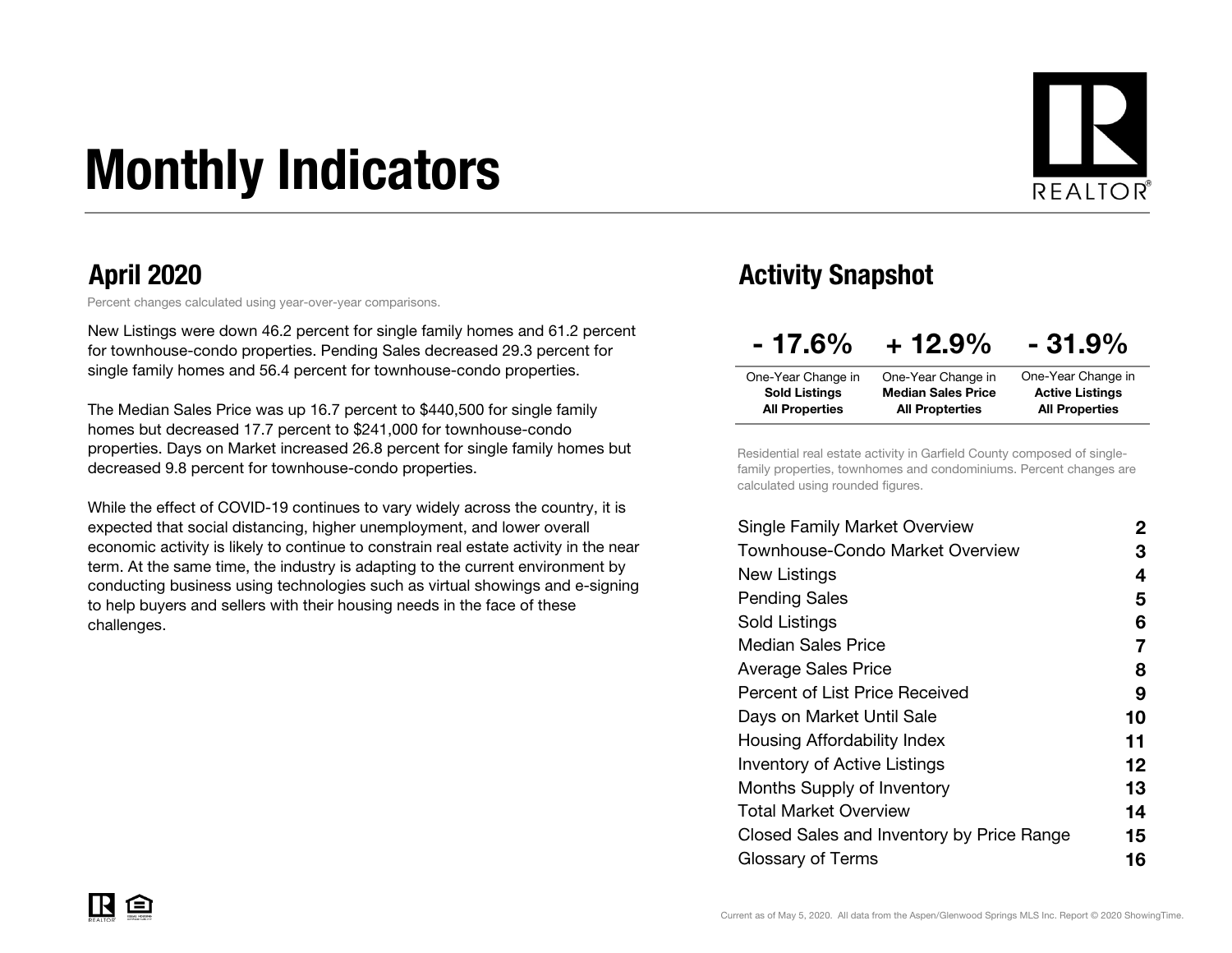# Monthly Indicators

## April 2020

Percent changes calculated using year-over-year comparisons.

New Listings were down 46.2 percent for single family homes and 61.2 percent for townhouse-condo properties. Pending Sales decreased 29.3 percent for single family homes and 56.4 percent for townhouse-condo properties.

The Median Sales Price was up 16.7 percent to $440,500 for single family homes but decreased 17.7 percent to $241,000 for townhouse-condo properties. Days on Market increased 26.8 percent for single family homes but decreased 9.8 percent for townhouse-condo properties.

While the effect of COVID-19 continues to vary widely across the country, it is expected that social distancing, higher unemployment, and lower overall economic activity is likely to continue to constrain real estate activity in the near term. At the same time, the industry is adapting to the current environment by conducting business using technologies such as virtual showings and e-signing to help buyers and sellers with their housing needs in the face of these challenges.

## Activity Snapshot

| - 17.6% | + 12.9% | - 31.9% |
|---|---|---|
| One-Year Change in **Sold Listings All Properties** | One-Year Change in **Median Sales Price All Propterties** | One-Year Change in **Active Listings All Properties** |

Residential real estate activity in Garfield County composed of single-family properties, townhomes and condominiums. Percent changes are calculated using rounded figures.

| | |
|---|---|
| Single Family Market Overview | 2 |
| Townhouse-Condo Market Overview | 3 |
| New Listings | 4 |
| Pending Sales | 5 |
| Sold Listings | 6 |
| Median Sales Price | 7 |
| Average Sales Price | 8 |
| Percent of List Price Received | 9 |
| Days on Market Until Sale | 10 |
| Housing Affordability Index | 11 |
| Inventory of Active Listings | 12 |
| Months Supply of Inventory | 13 |
| Total Market Overview | 14 |
| Closed Sales and Inventory by Price Range | 15 |
| Glossary of Terms | 16 |

Current as of May 5, 2020. All data from the Aspen/Glenwood Springs MLS Inc. Report © 2020 ShowingTime.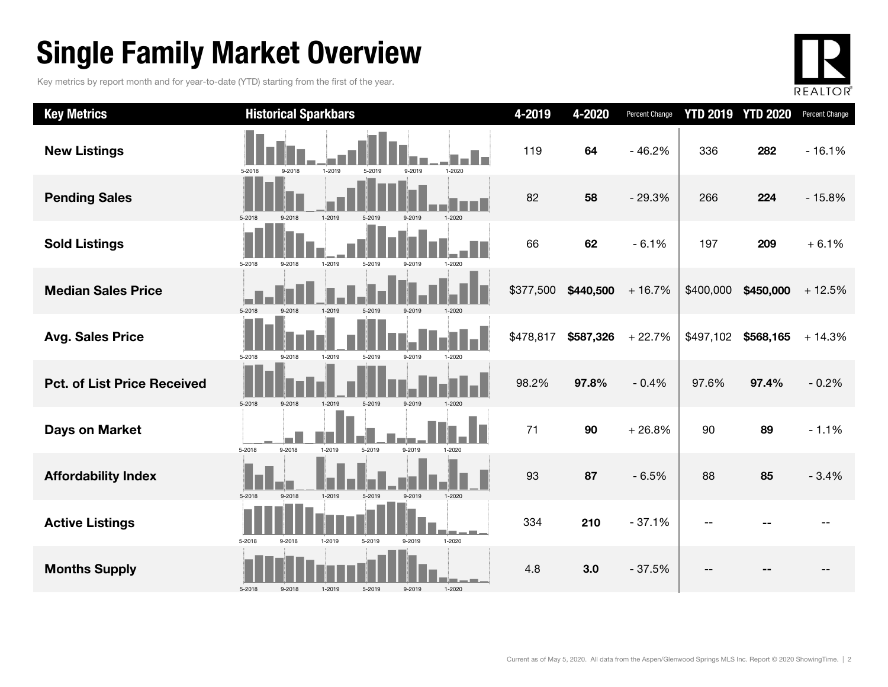# Single Family Market Overview

Key metrics by report month and for year-to-date (YTD) starting from the first of the year.

| Key Metrics | Historical Sparkbars | 4-2019 | 4-2020 | Percent Change | YTD 2019 | YTD 2020 | Percent Change |
|---|---|---|---|---|---|---|---|
| **New Listings** | 5-2018 9-2018 1-2019 5-2019 9-2019 1-2020 | 119 | **64** | - 46.2% | 336 | **282** | - 16.1% |
| **Pending Sales** | 5-2018 9-2018 1-2019 5-2019 9-2019 1-2020 | 82 | **58** | - 29.3% | 266 | **224** | - 15.8% |
| **Sold Listings** | 5-2018 9-2018 1-2019 5-2019 9-2019 1-2020 | 66 | **62** | - 6.1% | 197 | **209** | + 6.1% |
| **Median Sales Price** | 5-2018 9-2018 1-2019 5-2019 9-2019 1-2020 | $377,500 | **$440,500** | + 16.7% | $400,000 | **$450,000** | + 12.5% |
| **Avg. Sales Price** | 5-2018 9-2018 1-2019 5-2019 9-2019 1-2020 | $478,817 | **$587,326** | + 22.7% | $497,102 | **$568,165** | + 14.3% |
| **Pct. of List Price Received** | 5-2018 9-2018 1-2019 5-2019 9-2019 1-2020 | 98.2% | **97.8%** | - 0.4% | 97.6% | **97.4%** | - 0.2% |
| **Days on Market** | 5-2018 9-2018 1-2019 5-2019 9-2019 1-2020 | 71 | **90** | + 26.8% | 90 | **89** | - 1.1% |
| **Affordability Index** | 5-2018 9-2018 1-2019 5-2019 9-2019 1-2020 | 93 | **87** | - 6.5% | 88 | **85** | - 3.4% |
| **Active Listings** | 5-2018 9-2018 1-2019 5-2019 9-2019 1-2020 | 334 | **210** | - 37.1% | -- | **--** | -- |
| **Months Supply** | 5-2018 9-2018 1-2019 5-2019 9-2019 1-2020 | 4.8 | **3.0** | - 37.5% | -- | **--** | -- |

Current as of May 5, 2020. All data from the Aspen/Glenwood Springs MLS Inc. Report © 2020 ShowingTime.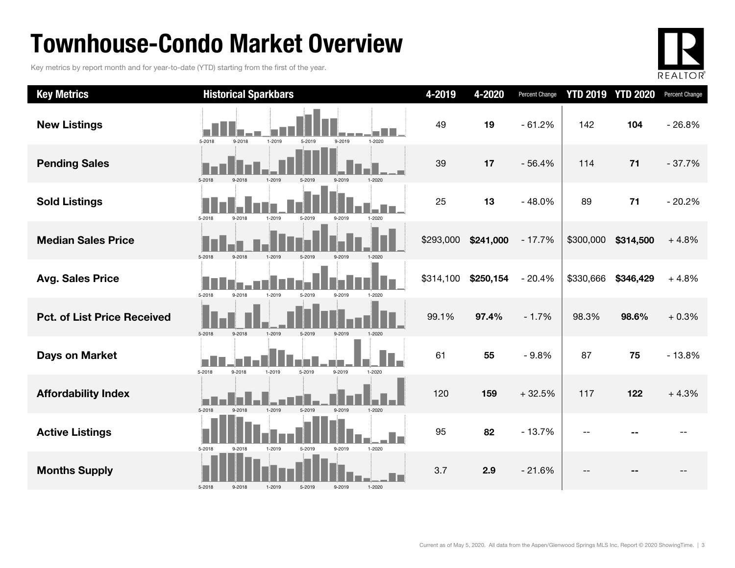# Townhouse-Condo Market Overview

Key metrics by report month and for year-to-date (YTD) starting from the first of the year.

| Key Metrics | Historical Sparkbars | 4-2019 | 4-2020 | Percent Change | YTD 2019 | YTD 2020 | Percent Change |
|---|---|---|---|---|---|---|---|
| New Listings | 5-2018 9-2018 1-2019 5-2019 9-2019 1-2020 | 49 | **19** | - 61.2% | 142 | **104** | - 26.8% |
| Pending Sales | 5-2018 9-2018 1-2019 5-2019 9-2019 1-2020 | 39 | **17** | - 56.4% | 114 | **71** | - 37.7% |
| Sold Listings | 5-2018 9-2018 1-2019 5-2019 9-2019 1-2020 | 25 | **13** | - 48.0% | 89 | **71** | - 20.2% |
| Median Sales Price | 5-2018 9-2018 1-2019 5-2019 9-2019 1-2020 | $293,000 | **$241,000** | - 17.7% | $300,000 | **$314,500** | + 4.8% |
| Avg. Sales Price | 5-2018 9-2018 1-2019 5-2019 9-2019 1-2020 | $314,100 | **$250,154** | - 20.4% | $330,666 | **$346,429** | + 4.8% |
| Pct. of List Price Received | 5-2018 9-2018 1-2019 5-2019 9-2019 1-2020 | 99.1% | **97.4%** | - 1.7% | 98.3% | **98.6%** | + 0.3% |
| Days on Market | 5-2018 9-2018 1-2019 5-2019 9-2019 1-2020 | 61 | **55** | - 9.8% | 87 | **75** | - 13.8% |
| Affordability Index | 5-2018 9-2018 1-2019 5-2019 9-2019 1-2020 | 120 | **159** | + 32.5% | 117 | **122** | + 4.3% |
| Active Listings | 5-2018 9-2018 1-2019 5-2019 9-2019 1-2020 | 95 | **82** | - 13.7% | -- | **--** | -- |
| Months Supply | 5-2018 9-2018 1-2019 5-2019 9-2019 1-2020 | 3.7 | **2.9** | - 21.6% | -- | **--** | -- |

Current as of May 5, 2020. All data from the Aspen/Glenwood Springs MLS Inc. Report © 2020 ShowingTime.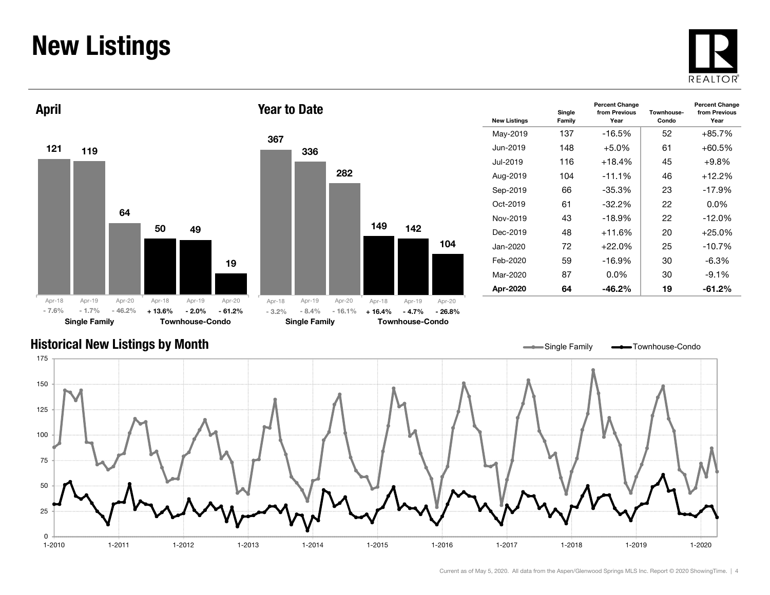# New Listings

## April

| | Apr-18 | Apr-19 | Apr-20 |
|---|---|---|---|
| Single Family | 121 | 119 | 64 |
| Percent Change | - 7.6% | - 1.7% | - 46.2% |
| Townhouse-Condo | 50 | 49 | 19 |
| Percent Change | + 13.6% | - 2.0% | - 61.2% |

## Year to Date

| | Apr-18 | Apr-19 | Apr-20 |
|---|---|---|---|
| Single Family | 367 | 336 | 282 |
| Percent Change | - 3.2% | - 8.4% | - 16.1% |
| Townhouse-Condo | 149 | 142 | 104 |
| Percent Change | + 16.4% | - 4.7% | - 26.8% |

| New Listings | Single Family | Percent Change from Previous Year | Townhouse-Condo | Percent Change from Previous Year |
|---|---|---|---|---|
| May-2019 | 137 | -16.5% | 52 | +85.7% |
| Jun-2019 | 148 | +5.0% | 61 | +60.5% |
| Jul-2019 | 116 | +18.4% | 45 | +9.8% |
| Aug-2019 | 104 | -11.1% | 46 | +12.2% |
| Sep-2019 | 66 | -35.3% | 23 | -17.9% |
| Oct-2019 | 61 | -32.2% | 22 | 0.0% |
| Nov-2019 | 43 | -18.9% | 22 | -12.0% |
| Dec-2019 | 48 | +11.6% | 20 | +25.0% |
| Jan-2020 | 72 | +22.0% | 25 | -10.7% |
| Feb-2020 | 59 | -16.9% | 30 | -6.3% |
| Mar-2020 | 87 | 0.0% | 30 | -9.1% |
| **Apr-2020** | **64** | **-46.2%** | **19** | **-61.2%** |

## Historical New Listings by Month

Single Family — Townhouse-Condo

Current as of May 5, 2020. All data from the Aspen/Glenwood Springs MLS Inc. Report © 2020 ShowingTime.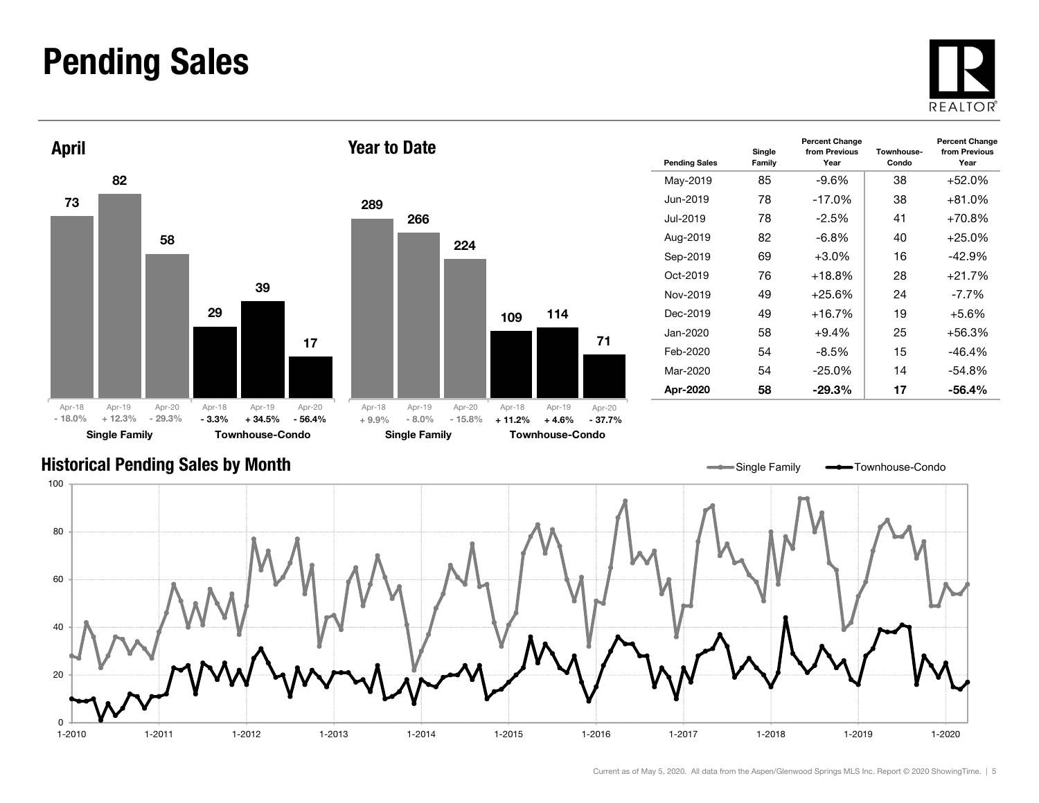# Pending Sales

## April

| | Apr-18 | Apr-19 | Apr-20 |
|---|---|---|---|
| Single Family | 73 | 82 | 58 |
| | - 18.0% | + 12.3% | - 29.3% |
| Townhouse-Condo | 29 | 39 | 17 |
| | - 3.3% | + 34.5% | - 56.4% |

## Year to Date

| | Apr-18 | Apr-19 | Apr-20 |
|---|---|---|---|
| Single Family | 289 | 266 | 224 |
| | + 9.9% | - 8.0% | - 15.8% |
| Townhouse-Condo | 109 | 114 | 71 |
| | + 11.2% | + 4.6% | - 37.7% |

| Pending Sales | Single Family | Percent Change from Previous Year | Townhouse-Condo | Percent Change from Previous Year |
|---|---|---|---|---|
| May-2019 | 85 | -9.6% | 38 | +52.0% |
| Jun-2019 | 78 | -17.0% | 38 | +81.0% |
| Jul-2019 | 78 | -2.5% | 41 | +70.8% |
| Aug-2019 | 82 | -6.8% | 40 | +25.0% |
| Sep-2019 | 69 | +3.0% | 16 | -42.9% |
| Oct-2019 | 76 | +18.8% | 28 | +21.7% |
| Nov-2019 | 49 | +25.6% | 24 | -7.7% |
| Dec-2019 | 49 | +16.7% | 19 | +5.6% |
| Jan-2020 | 58 | +9.4% | 25 | +56.3% |
| Feb-2020 | 54 | -8.5% | 15 | -46.4% |
| Mar-2020 | 54 | -25.0% | 14 | -54.8% |
| **Apr-2020** | **58** | **-29.3%** | **17** | **-56.4%** |

## Historical Pending Sales by Month

Current as of May 5, 2020. All data from the Aspen/Glenwood Springs MLS Inc. Report © 2020 ShowingTime.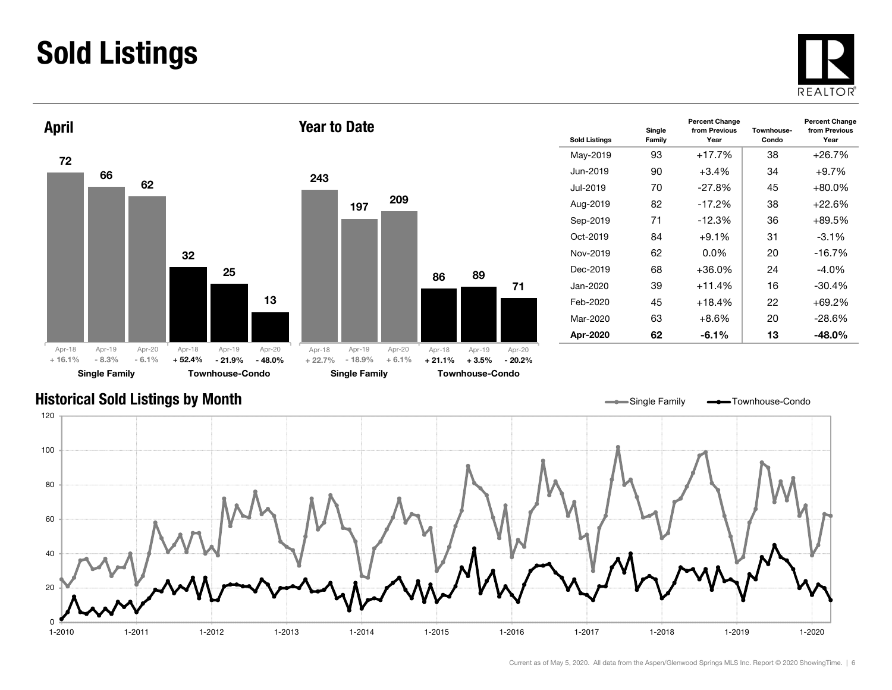# Sold Listings

## April

| | Apr-18 | Apr-19 | Apr-20 |
|---|---|---|---|
| Single Family | 72 | 66 | 62 |
| Percent Change | + 16.1% | - 8.3% | - 6.1% |
| Townhouse-Condo | 32 | 25 | 13 |
| Percent Change | + 52.4% | - 21.9% | - 48.0% |

## Year to Date

| | Apr-18 | Apr-19 | Apr-20 |
|---|---|---|---|
| Single Family | 243 | 197 | 209 |
| Percent Change | + 22.7% | - 18.9% | + 6.1% |
| Townhouse-Condo | 86 | 89 | 71 |
| Percent Change | + 21.1% | + 3.5% | - 20.2% |

| Sold Listings | Single Family | Percent Change from Previous Year | Townhouse-Condo | Percent Change from Previous Year |
|---|---|---|---|---|
| May-2019 | 93 | +17.7% | 38 | +26.7% |
| Jun-2019 | 90 | +3.4% | 34 | +9.7% |
| Jul-2019 | 70 | -27.8% | 45 | +80.0% |
| Aug-2019 | 82 | -17.2% | 38 | +22.6% |
| Sep-2019 | 71 | -12.3% | 36 | +89.5% |
| Oct-2019 | 84 | +9.1% | 31 | -3.1% |
| Nov-2019 | 62 | 0.0% | 20 | -16.7% |
| Dec-2019 | 68 | +36.0% | 24 | -4.0% |
| Jan-2020 | 39 | +11.4% | 16 | -30.4% |
| Feb-2020 | 45 | +18.4% | 22 | +69.2% |
| Mar-2020 | 63 | +8.6% | 20 | -28.6% |
| **Apr-2020** | **62** | **-6.1%** | **13** | **-48.0%** |

## Historical Sold Listings by Month

Single Family — Townhouse-Condo

Current as of May 5, 2020. All data from the Aspen/Glenwood Springs MLS Inc. Report © 2020 ShowingTime.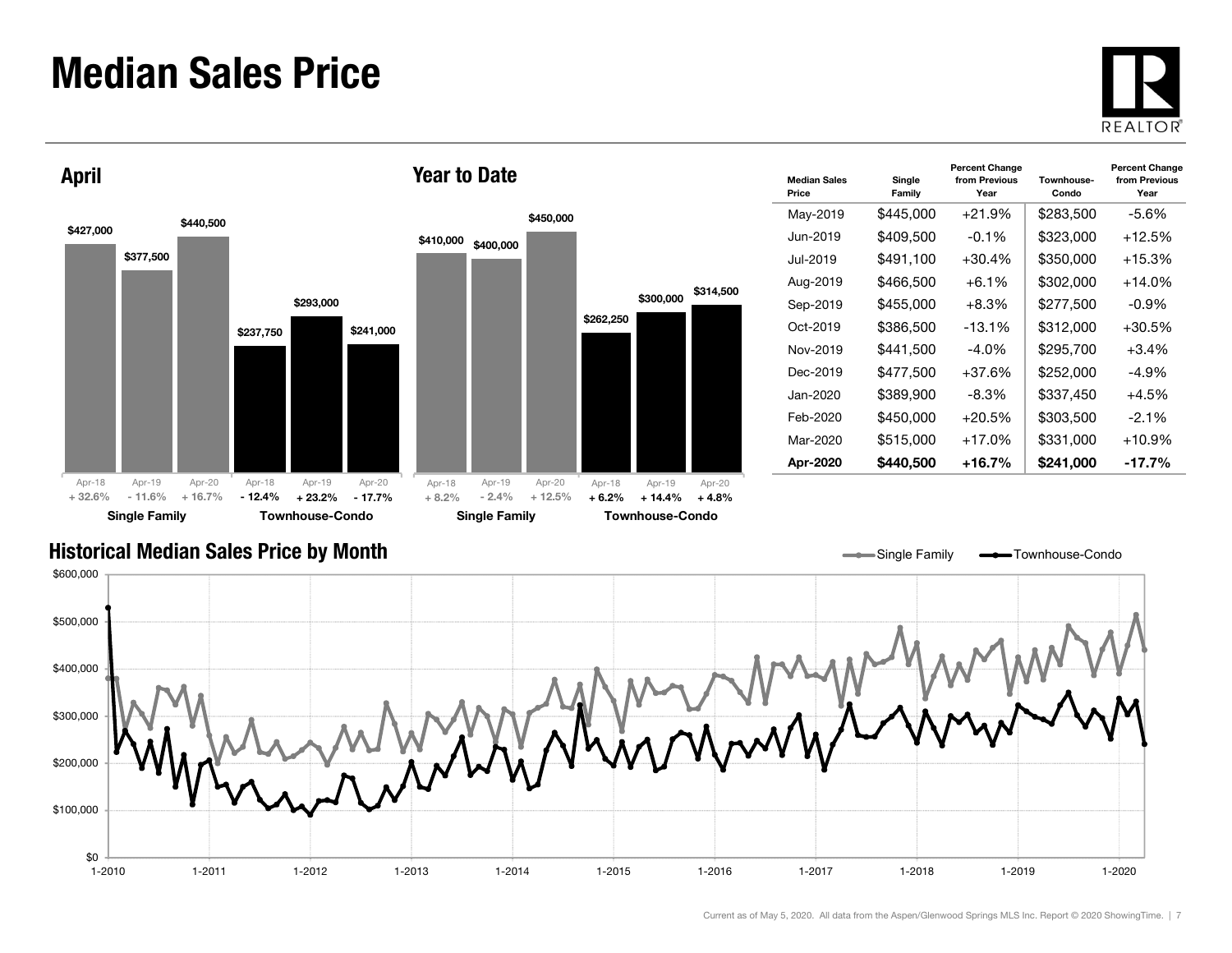# Median Sales Price

## April

| | Apr-18 | Apr-19 | Apr-20 |
|---|---|---|---|
| Single Family | $427,000 | $377,500 | $440,500 |
| | + 32.6% | - 11.6% | + 16.7% |
| Townhouse-Condo | $237,750 | $293,000 | $241,000 |
| | - 12.4% | + 23.2% | - 17.7% |

## Year to Date

| | Apr-18 | Apr-19 | Apr-20 |
|---|---|---|---|
| Single Family | $410,000 | $400,000 | $450,000 |
| | + 8.2% | - 2.4% | + 12.5% |
| Townhouse-Condo | $262,250 | $300,000 | $314,500 |
| | + 6.2% | + 14.4% | + 4.8% |

| Median Sales Price | Single Family | Percent Change from Previous Year | Townhouse-Condo | Percent Change from Previous Year |
|---|---|---|---|---|
| May-2019 | $445,000 | +21.9% | $283,500 | -5.6% |
| Jun-2019 | $409,500 | -0.1% | $323,000 | +12.5% |
| Jul-2019 | $491,100 | +30.4% | $350,000 | +15.3% |
| Aug-2019 | $466,500 | +6.1% | $302,000 | +14.0% |
| Sep-2019 | $455,000 | +8.3% | $277,500 | -0.9% |
| Oct-2019 | $386,500 | -13.1% | $312,000 | +30.5% |
| Nov-2019 | $441,500 | -4.0% | $295,700 | +3.4% |
| Dec-2019 | $477,500 | +37.6% | $252,000 | -4.9% |
| Jan-2020 | $389,900 | -8.3% | $337,450 | +4.5% |
| Feb-2020 | $450,000 | +20.5% | $303,500 | -2.1% |
| Mar-2020 | $515,000 | +17.0% | $331,000 | +10.9% |
| **Apr-2020** | **$440,500** | **+16.7%** | **$241,000** | **-17.7%** |

## Historical Median Sales Price by Month

Current as of May 5, 2020. All data from the Aspen/Glenwood Springs MLS Inc. Report © 2020 ShowingTime.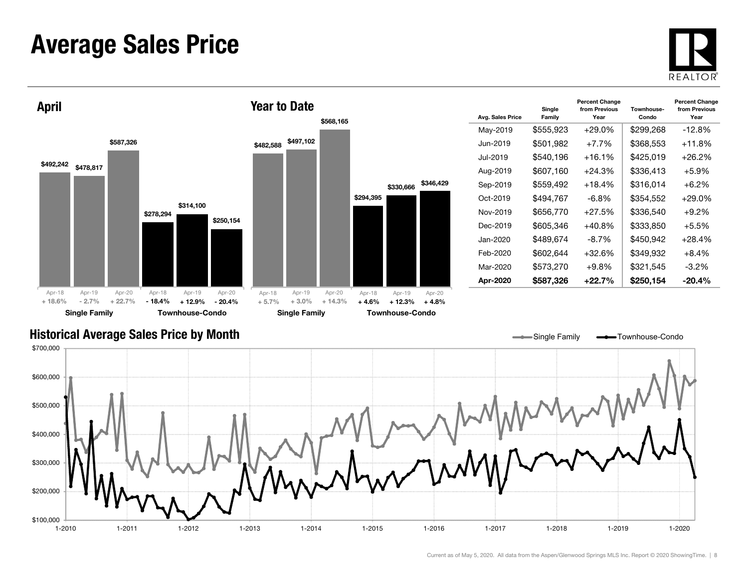# Average Sales Price

## April

| | Apr-18 | Apr-19 | Apr-20 |
|---|---|---|---|
| Single Family | $492,242 | $478,817 | $587,326 |
| Percent Change | + 18.6% | - 2.7% | + 22.7% |
| Townhouse-Condo | $278,294 | $314,100 | $250,154 |
| Percent Change | - 18.4% | + 12.9% | - 20.4% |

## Year to Date

| | Apr-18 | Apr-19 | Apr-20 |
|---|---|---|---|
| Single Family | $482,588 | $497,102 | $568,165 |
| Percent Change | + 5.7% | + 3.0% | + 14.3% |
| Townhouse-Condo | $294,395 | $330,666 | $346,429 |
| Percent Change | + 4.6% | + 12.3% | + 4.8% |

| Avg. Sales Price | Single Family | Percent Change from Previous Year | Townhouse-Condo | Percent Change from Previous Year |
|---|---|---|---|---|
| May-2019 | $555,923 | +29.0% | $299,268 | -12.8% |
| Jun-2019 | $501,982 | +7.7% | $368,553 | +11.8% |
| Jul-2019 | $540,196 | +16.1% | $425,019 | +26.2% |
| Aug-2019 | $607,160 | +24.3% | $336,413 | +5.9% |
| Sep-2019 | $559,492 | +18.4% | $316,014 | +6.2% |
| Oct-2019 | $494,767 | -6.8% | $354,552 | +29.0% |
| Nov-2019 | $656,770 | +27.5% | $336,540 | +9.2% |
| Dec-2019 | $605,346 | +40.8% | $333,850 | +5.5% |
| Jan-2020 | $489,674 | -8.7% | $450,942 | +28.4% |
| Feb-2020 | $602,644 | +32.6% | $349,932 | +8.4% |
| Mar-2020 | $573,270 | +9.8% | $321,545 | -3.2% |
| **Apr-2020** | **$587,326** | **+22.7%** | **$250,154** | **-20.4%** |

## Historical Average Sales Price by Month

Single Family — Townhouse-Condo

Current as of May 5, 2020. All data from the Aspen/Glenwood Springs MLS Inc. Report © 2020 ShowingTime.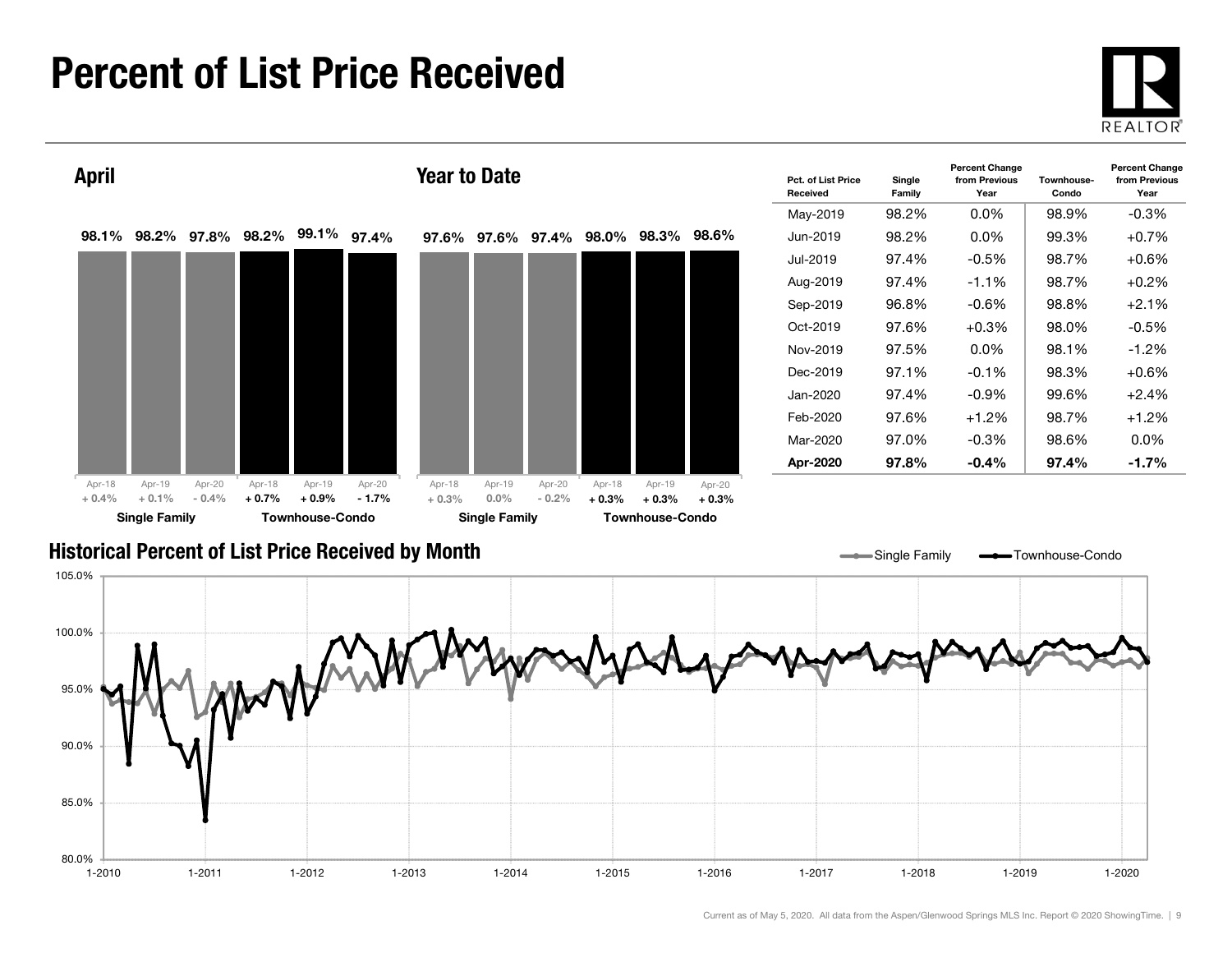# Percent of List Price Received

## April

| | Apr-18 | Apr-19 | Apr-20 |
|---|---|---|---|
| Single Family | 98.1% (+ 0.4%) | 98.2% (+ 0.1%) | 97.8% (- 0.4%) |
| Townhouse-Condo | 98.2% (+ 0.7%) | 99.1% (+ 0.9%) | 97.4% (- 1.7%) |

## Year to Date

| | Apr-18 | Apr-19 | Apr-20 |
|---|---|---|---|
| Single Family | 97.6% (+ 0.3%) | 97.6% (0.0%) | 97.4% (- 0.2%) |
| Townhouse-Condo | 98.0% (+ 0.3%) | 98.3% (+ 0.3%) | 98.6% (+ 0.3%) |

| Pct. of List Price Received | Single Family | Percent Change from Previous Year | Townhouse-Condo | Percent Change from Previous Year |
|---|---|---|---|---|
| May-2019 | 98.2% | 0.0% | 98.9% | -0.3% |
| Jun-2019 | 98.2% | 0.0% | 99.3% | +0.7% |
| Jul-2019 | 97.4% | -0.5% | 98.7% | +0.6% |
| Aug-2019 | 97.4% | -1.1% | 98.7% | +0.2% |
| Sep-2019 | 96.8% | -0.6% | 98.8% | +2.1% |
| Oct-2019 | 97.6% | +0.3% | 98.0% | -0.5% |
| Nov-2019 | 97.5% | 0.0% | 98.1% | -1.2% |
| Dec-2019 | 97.1% | -0.1% | 98.3% | +0.6% |
| Jan-2020 | 97.4% | -0.9% | 99.6% | +2.4% |
| Feb-2020 | 97.6% | +1.2% | 98.7% | +1.2% |
| Mar-2020 | 97.0% | -0.3% | 98.6% | 0.0% |
| **Apr-2020** | **97.8%** | **-0.4%** | **97.4%** | **-1.7%** |

## Historical Percent of List Price Received by Month

Single Family — Townhouse-Condo

Current as of May 5, 2020. All data from the Aspen/Glenwood Springs MLS Inc. Report © 2020 ShowingTime.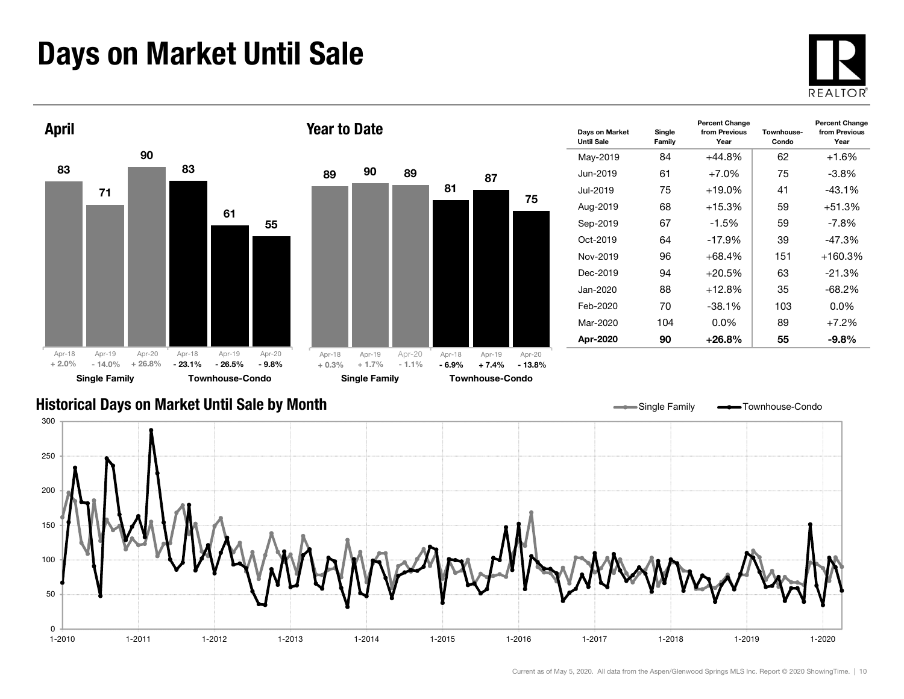# Days on Market Until Sale

## April

| | Apr-18 | Apr-19 | Apr-20 |
|---|---|---|---|
| Single Family | 83 | 71 | 90 |
| | + 2.0% | - 14.0% | + 26.8% |
| Townhouse-Condo | 83 | 61 | 55 |
| | - 23.1% | - 26.5% | - 9.8% |

## Year to Date

| | Apr-18 | Apr-19 | Apr-20 |
|---|---|---|---|
| Single Family | 89 | 90 | 89 |
| | + 0.3% | + 1.7% | - 1.1% |
| Townhouse-Condo | 81 | 87 | 75 |
| | - 6.9% | + 7.4% | - 13.8% |

| Days on Market Until Sale | Single Family | Percent Change from Previous Year | Townhouse-Condo | Percent Change from Previous Year |
|---|---|---|---|---|
| May-2019 | 84 | +44.8% | 62 | +1.6% |
| Jun-2019 | 61 | +7.0% | 75 | -3.8% |
| Jul-2019 | 75 | +19.0% | 41 | -43.1% |
| Aug-2019 | 68 | +15.3% | 59 | +51.3% |
| Sep-2019 | 67 | -1.5% | 59 | -7.8% |
| Oct-2019 | 64 | -17.9% | 39 | -47.3% |
| Nov-2019 | 96 | +68.4% | 151 | +160.3% |
| Dec-2019 | 94 | +20.5% | 63 | -21.3% |
| Jan-2020 | 88 | +12.8% | 35 | -68.2% |
| Feb-2020 | 70 | -38.1% | 103 | 0.0% |
| Mar-2020 | 104 | 0.0% | 89 | +7.2% |
| **Apr-2020** | **90** | **+26.8%** | **55** | **-9.8%** |

## Historical Days on Market Until Sale by Month

Current as of May 5, 2020. All data from the Aspen/Glenwood Springs MLS Inc. Report © 2020 ShowingTime.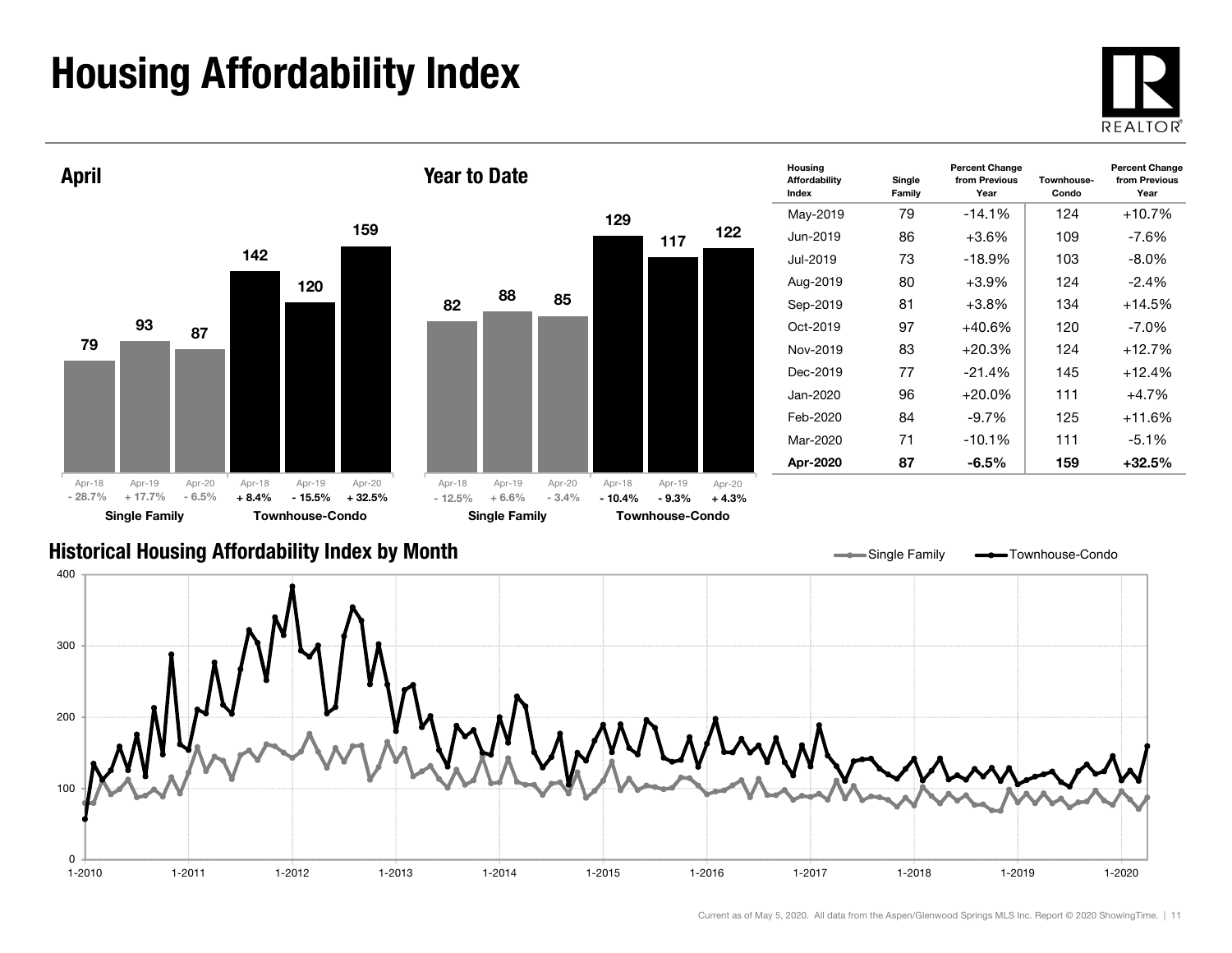# Housing Affordability Index

## April

| | Apr-18 | Apr-19 | Apr-20 |
|---|---|---|---|
| Single Family | 79 | 93 | 87 |
| Percent Change | - 28.7% | + 17.7% | - 6.5% |
| Townhouse-Condo | 142 | 120 | 159 |
| Percent Change | + 8.4% | - 15.5% | + 32.5% |

## Year to Date

| | Apr-18 | Apr-19 | Apr-20 |
|---|---|---|---|
| Single Family | 82 | 88 | 85 |
| Percent Change | - 12.5% | + 6.6% | - 3.4% |
| Townhouse-Condo | 129 | 117 | 122 |
| Percent Change | - 10.4% | - 9.3% | + 4.3% |

| Housing Affordability Index | Single Family | Percent Change from Previous Year | Townhouse-Condo | Percent Change from Previous Year |
|---|---|---|---|---|
| May-2019 | 79 | -14.1% | 124 | +10.7% |
| Jun-2019 | 86 | +3.6% | 109 | -7.6% |
| Jul-2019 | 73 | -18.9% | 103 | -8.0% |
| Aug-2019 | 80 | +3.9% | 124 | -2.4% |
| Sep-2019 | 81 | +3.8% | 134 | +14.5% |
| Oct-2019 | 97 | +40.6% | 120 | -7.0% |
| Nov-2019 | 83 | +20.3% | 124 | +12.7% |
| Dec-2019 | 77 | -21.4% | 145 | +12.4% |
| Jan-2020 | 96 | +20.0% | 111 | +4.7% |
| Feb-2020 | 84 | -9.7% | 125 | +11.6% |
| Mar-2020 | 71 | -10.1% | 111 | -5.1% |
| **Apr-2020** | **87** | **-6.5%** | **159** | **+32.5%** |

## Historical Housing Affordability Index by Month

Current as of May 5, 2020. All data from the Aspen/Glenwood Springs MLS Inc. Report © 2020 ShowingTime.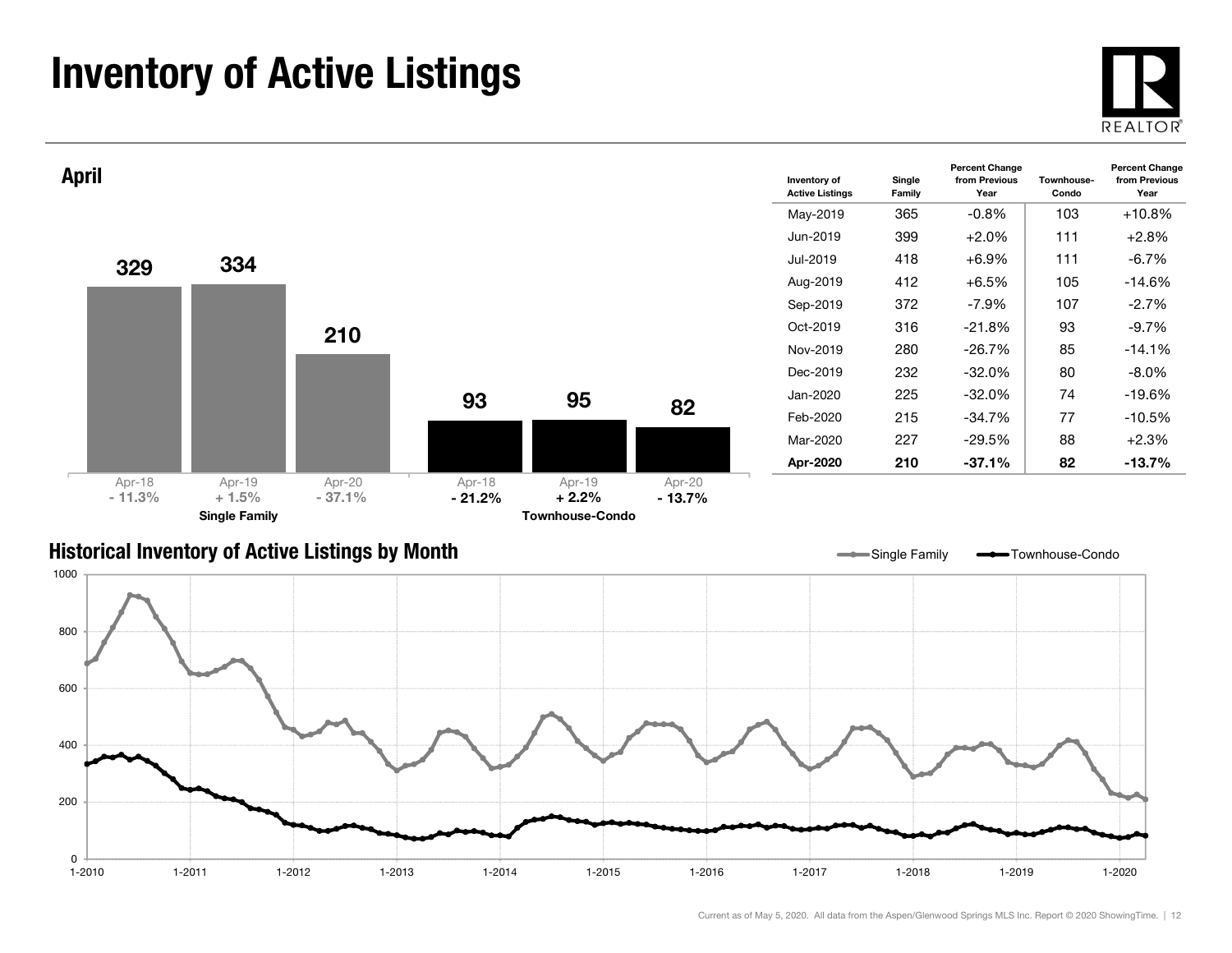# Inventory of Active Listings

## April

| | Apr-18 | Apr-19 | Apr-20 |
|---|---|---|---|
| Single Family | 329 | 334 | 210 |
| Percent Change | - 11.3% | + 1.5% | - 37.1% |
| Townhouse-Condo | 93 | 95 | 82 |
| Percent Change | - 21.2% | + 2.2% | - 13.7% |

| Inventory of Active Listings | Single Family | Percent Change from Previous Year | Townhouse-Condo | Percent Change from Previous Year |
|---|---|---|---|---|
| May-2019 | 365 | -0.8% | 103 | +10.8% |
| Jun-2019 | 399 | +2.0% | 111 | +2.8% |
| Jul-2019 | 418 | +6.9% | 111 | -6.7% |
| Aug-2019 | 412 | +6.5% | 105 | -14.6% |
| Sep-2019 | 372 | -7.9% | 107 | -2.7% |
| Oct-2019 | 316 | -21.8% | 93 | -9.7% |
| Nov-2019 | 280 | -26.7% | 85 | -14.1% |
| Dec-2019 | 232 | -32.0% | 80 | -8.0% |
| Jan-2020 | 225 | -32.0% | 74 | -19.6% |
| Feb-2020 | 215 | -34.7% | 77 | -10.5% |
| Mar-2020 | 227 | -29.5% | 88 | +2.3% |
| **Apr-2020** | **210** | **-37.1%** | **82** | **-13.7%** |

## Historical Inventory of Active Listings by Month

Current as of May 5, 2020. All data from the Aspen/Glenwood Springs MLS Inc. Report © 2020 ShowingTime.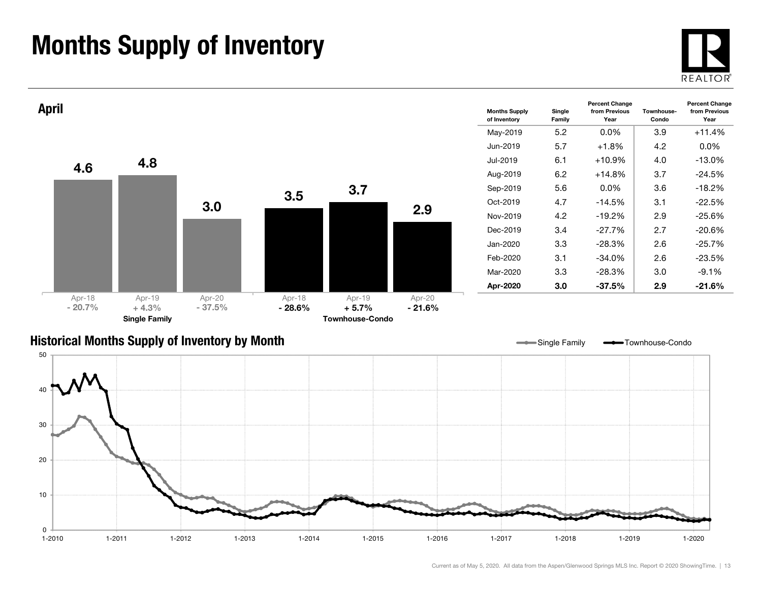# Months Supply of Inventory

## April

| | Apr-18 | Apr-19 | Apr-20 |
|---|---|---|---|
| Single Family | 4.6 | 4.8 | 3.0 |
| Percent Change | - 20.7% | + 4.3% | - 37.5% |
| Townhouse-Condo | 3.5 | 3.7 | 2.9 |
| Percent Change | - 28.6% | + 5.7% | - 21.6% |

| Months Supply of Inventory | Single Family | Percent Change from Previous Year | Townhouse-Condo | Percent Change from Previous Year |
|---|---|---|---|---|
| May-2019 | 5.2 | 0.0% | 3.9 | +11.4% |
| Jun-2019 | 5.7 | +1.8% | 4.2 | 0.0% |
| Jul-2019 | 6.1 | +10.9% | 4.0 | -13.0% |
| Aug-2019 | 6.2 | +14.8% | 3.7 | -24.5% |
| Sep-2019 | 5.6 | 0.0% | 3.6 | -18.2% |
| Oct-2019 | 4.7 | -14.5% | 3.1 | -22.5% |
| Nov-2019 | 4.2 | -19.2% | 2.9 | -25.6% |
| Dec-2019 | 3.4 | -27.7% | 2.7 | -20.6% |
| Jan-2020 | 3.3 | -28.3% | 2.6 | -25.7% |
| Feb-2020 | 3.1 | -34.0% | 2.6 | -23.5% |
| Mar-2020 | 3.3 | -28.3% | 3.0 | -9.1% |
| **Apr-2020** | **3.0** | **-37.5%** | **2.9** | **-21.6%** |

## Historical Months Supply of Inventory by Month

Single Family — Townhouse-Condo

Current as of May 5, 2020. All data from the Aspen/Glenwood Springs MLS Inc. Report © 2020 ShowingTime.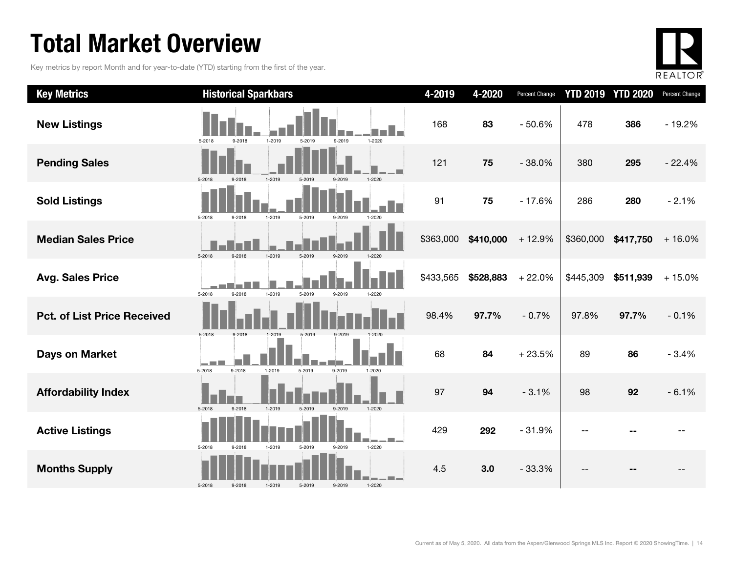# Total Market Overview

Key metrics by report Month and for year-to-date (YTD) starting from the first of the year.

| Key Metrics | Historical Sparkbars | 4-2019 | 4-2020 | Percent Change | YTD 2019 | YTD 2020 | Percent Change |
|---|---|---|---|---|---|---|---|
| New Listings | 5-2018 9-2018 1-2019 5-2019 9-2019 1-2020 | 168 | **83** | - 50.6% | 478 | **386** | - 19.2% |
| Pending Sales | 5-2018 9-2018 1-2019 5-2019 9-2019 1-2020 | 121 | **75** | - 38.0% | 380 | **295** | - 22.4% |
| Sold Listings | 5-2018 9-2018 1-2019 5-2019 9-2019 1-2020 | 91 | **75** | - 17.6% | 286 | **280** | - 2.1% |
| Median Sales Price | 5-2018 9-2018 1-2019 5-2019 9-2019 1-2020 | $363,000 | **$410,000** | + 12.9% | $360,000 | **$417,750** | + 16.0% |
| Avg. Sales Price | 5-2018 9-2018 1-2019 5-2019 9-2019 1-2020 | $433,565 | **$528,883** | + 22.0% | $445,309 | **$511,939** | + 15.0% |
| Pct. of List Price Received | 5-2018 9-2018 1-2019 5-2019 9-2019 1-2020 | 98.4% | **97.7%** | - 0.7% | 97.8% | **97.7%** | - 0.1% |
| Days on Market | 5-2018 9-2018 1-2019 5-2019 9-2019 1-2020 | 68 | **84** | + 23.5% | 89 | **86** | - 3.4% |
| Affordability Index | 5-2018 9-2018 1-2019 5-2019 9-2019 1-2020 | 97 | **94** | - 3.1% | 98 | **92** | - 6.1% |
| Active Listings | 5-2018 9-2018 1-2019 5-2019 9-2019 1-2020 | 429 | **292** | - 31.9% | -- | **--** | -- |
| Months Supply | 5-2018 9-2018 1-2019 5-2019 9-2019 1-2020 | 4.5 | **3.0** | - 33.3% | -- | **--** | -- |

Current as of May 5, 2020. All data from the Aspen/Glenwood Springs MLS Inc. Report © 2020 ShowingTime.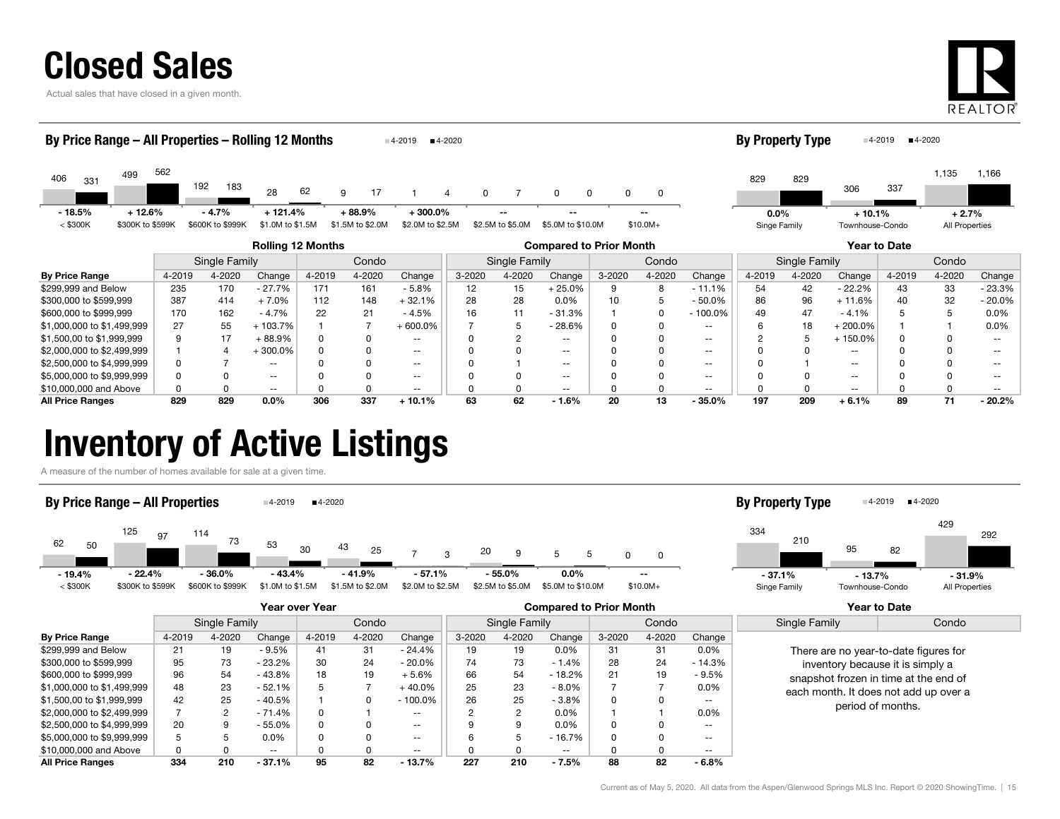# Closed Sales

Actual sales that have closed in a given month.

### By Price Range – All Properties – Rolling 12 Months

| | < $300K | $300K to $599K | $600K to $999K | $1.0M to $1.5M | $1.5M to $2.0M | $2.0M to $2.5M | $2.5M to $5.0M | $5.0M to $10.0M | $10.0M+ |
|---|---|---|---|---|---|---|---|---|---|
| 4-2019 | 406 | 499 | 192 | 28 | 9 | 1 | 0 | 0 | 0 |
| 4-2020 | 331 | 562 | 183 | 62 | 17 | 4 | 7 | 0 | 0 |
| Change | - 18.5% | + 12.6% | - 4.7% | + 121.4% | + 88.9% | + 300.0% | -- | -- | -- |

### By Property Type

| | Singe Family | Townhouse-Condo | All Properties |
|---|---|---|---|
| 4-2019 | 829 | 306 | 1,135 |
| 4-2020 | 829 | 337 | 1,166 |
| Change | 0.0% | + 10.1% | + 2.7% |

| | Rolling 12 Months | | | | | | Compared to Prior Month | | | | | | Year to Date | | | | | |
|---|---|---|---|---|---|---|---|---|---|---|---|---|---|---|---|---|---|---|
| | Single Family | | | Condo | | | Single Family | | | Condo | | | Single Family | | | Condo | | |
| **By Price Range** | 4-2019 | 4-2020 | Change | 4-2019 | 4-2020 | Change | 3-2020 | 4-2020 | Change | 3-2020 | 4-2020 | Change | 4-2019 | 4-2020 | Change | 4-2019 | 4-2020 | Change |
| $299,999 and Below | 235 | 170 | - 27.7% | 171 | 161 | - 5.8% | 12 | 15 | + 25.0% | 9 | 8 | - 11.1% | 54 | 42 | - 22.2% | 43 | 33 | - 23.3% |
| $300,000 to $599,999 | 387 | 414 | + 7.0% | 112 | 148 | + 32.1% | 28 | 28 | 0.0% | 10 | 5 | - 50.0% | 86 | 96 | + 11.6% | 40 | 32 | - 20.0% |
| $600,000 to $999,999 | 170 | 162 | - 4.7% | 22 | 21 | - 4.5% | 16 | 11 | - 31.3% | 1 | 0 | - 100.0% | 49 | 47 | - 4.1% | 5 | 5 | 0.0% |
| $1,000,000 to $1,499,999 | 27 | 55 | + 103.7% | 1 | 7 | + 600.0% | 7 | 5 | - 28.6% | 0 | 0 | -- | 6 | 18 | + 200.0% | 1 | 1 | 0.0% |
| $1,500,00 to $1,999,999 | 9 | 17 | + 88.9% | 0 | 0 | -- | 0 | 2 | -- | 0 | 0 | -- | 2 | 5 | + 150.0% | 0 | 0 | -- |
| $2,000,000 to $2,499,999 | 1 | 4 | + 300.0% | 0 | 0 | -- | 0 | 0 | -- | 0 | 0 | -- | 0 | 0 | -- | 0 | 0 | -- |
| $2,500,000 to $4,999,999 | 0 | 7 | -- | 0 | 0 | -- | 0 | 1 | -- | 0 | 0 | -- | 0 | 1 | -- | 0 | 0 | -- |
| $5,000,000 to $9,999,999 | 0 | 0 | -- | 0 | 0 | -- | 0 | 0 | -- | 0 | 0 | -- | 0 | 0 | -- | 0 | 0 | -- |
| $10,000,000 and Above | 0 | 0 | -- | 0 | 0 | -- | 0 | 0 | -- | 0 | 0 | -- | 0 | 0 | -- | 0 | 0 | -- |
| **All Price Ranges** | **829** | **829** | **0.0%** | **306** | **337** | **+ 10.1%** | **63** | **62** | **- 1.6%** | **20** | **13** | **- 35.0%** | **197** | **209** | **+ 6.1%** | **89** | **71** | **- 20.2%** |

# Inventory of Active Listings

A measure of the number of homes available for sale at a given time.

### By Price Range – All Properties

| | < $300K | $300K to $599K | $600K to $999K | $1.0M to $1.5M | $1.5M to $2.0M | $2.0M to $2.5M | $2.5M to $5.0M | $5.0M to $10.0M | $10.0M+ |
|---|---|---|---|---|---|---|---|---|---|
| 4-2019 | 62 | 125 | 114 | 53 | 43 | 7 | 20 | 5 | 0 |
| 4-2020 | 50 | 97 | 73 | 30 | 25 | 3 | 9 | 5 | 0 |
| Change | - 19.4% | - 22.4% | - 36.0% | - 43.4% | - 41.9% | - 57.1% | - 55.0% | 0.0% | -- |

### By Property Type

| | Singe Family | Townhouse-Condo | All Properties |
|---|---|---|---|
| 4-2019 | 334 | 95 | 429 |
| 4-2020 | 210 | 82 | 292 |
| Change | - 37.1% | - 13.7% | - 31.9% |

| | Year over Year | | | | | | Compared to Prior Month | | | | | |
|---|---|---|---|---|---|---|---|---|---|---|---|---|
| | Single Family | | | Condo | | | Single Family | | | Condo | | |
| **By Price Range** | 4-2019 | 4-2020 | Change | 4-2019 | 4-2020 | Change | 3-2020 | 4-2020 | Change | 3-2020 | 4-2020 | Change |
| $299,999 and Below | 21 | 19 | - 9.5% | 41 | 31 | - 24.4% | 19 | 19 | 0.0% | 31 | 31 | 0.0% |
| $300,000 to $599,999 | 95 | 73 | - 23.2% | 30 | 24 | - 20.0% | 74 | 73 | - 1.4% | 28 | 24 | - 14.3% |
| $600,000 to $999,999 | 96 | 54 | - 43.8% | 18 | 19 | + 5.6% | 66 | 54 | - 18.2% | 21 | 19 | - 9.5% |
| $1,000,000 to $1,499,999 | 48 | 23 | - 52.1% | 5 | 7 | + 40.0% | 25 | 23 | - 8.0% | 7 | 7 | 0.0% |
| $1,500,00 to $1,999,999 | 42 | 25 | - 40.5% | 1 | 0 | - 100.0% | 26 | 25 | - 3.8% | 0 | 0 | -- |
| $2,000,000 to $2,499,999 | 7 | 2 | - 71.4% | 0 | 1 | -- | 2 | 2 | 0.0% | 1 | 1 | 0.0% |
| $2,500,000 to $4,999,999 | 20 | 9 | - 55.0% | 0 | 0 | -- | 9 | 9 | 0.0% | 0 | 0 | -- |
| $5,000,000 to $9,999,999 | 5 | 5 | 0.0% | 0 | 0 | -- | 6 | 5 | - 16.7% | 0 | 0 | -- |
| $10,000,000 and Above | 0 | 0 | -- | 0 | 0 | -- | 0 | 0 | -- | 0 | 0 | -- |
| **All Price Ranges** | **334** | **210** | **- 37.1%** | **95** | **82** | **- 13.7%** | **227** | **210** | **- 7.5%** | **88** | **82** | **- 6.8%** |

**Year to Date** (Single Family | Condo)

There are no year-to-date figures for inventory because it is simply a snapshot frozen in time at the end of each month. It does not add up over a period of months.

Current as of May 5, 2020. All data from the Aspen/Glenwood Springs MLS Inc. Report © 2020 ShowingTime.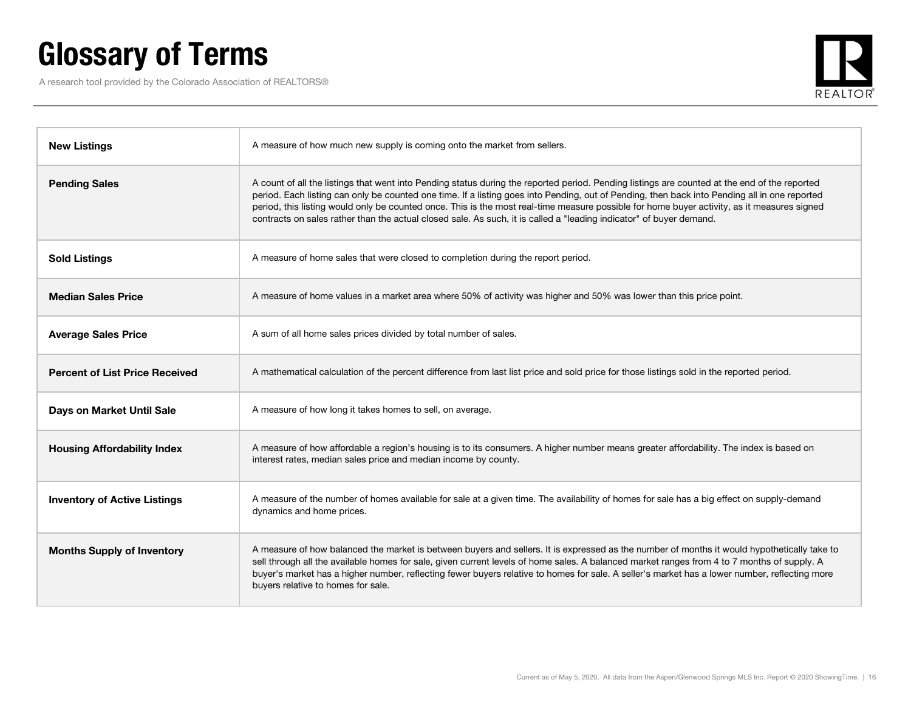# Glossary of Terms

A research tool provided by the Colorado Association of REALTORS®

| | |
|---|---|
| **New Listings** | A measure of how much new supply is coming onto the market from sellers. |
| **Pending Sales** | A count of all the listings that went into Pending status during the reported period. Pending listings are counted at the end of the reported period. Each listing can only be counted one time. If a listing goes into Pending, out of Pending, then back into Pending all in one reported period, this listing would only be counted once. This is the most real-time measure possible for home buyer activity, as it measures signed contracts on sales rather than the actual closed sale. As such, it is called a "leading indicator" of buyer demand. |
| **Sold Listings** | A measure of home sales that were closed to completion during the report period. |
| **Median Sales Price** | A measure of home values in a market area where 50% of activity was higher and 50% was lower than this price point. |
| **Average Sales Price** | A sum of all home sales prices divided by total number of sales. |
| **Percent of List Price Received** | A mathematical calculation of the percent difference from last list price and sold price for those listings sold in the reported period. |
| **Days on Market Until Sale** | A measure of how long it takes homes to sell, on average. |
| **Housing Affordability Index** | A measure of how affordable a region's housing is to its consumers. A higher number means greater affordability. The index is based on interest rates, median sales price and median income by county. |
| **Inventory of Active Listings** | A measure of the number of homes available for sale at a given time. The availability of homes for sale has a big effect on supply-demand dynamics and home prices. |
| **Months Supply of Inventory** | A measure of how balanced the market is between buyers and sellers. It is expressed as the number of months it would hypothetically take to sell through all the available homes for sale, given current levels of home sales. A balanced market ranges from 4 to 7 months of supply. A buyer's market has a higher number, reflecting fewer buyers relative to homes for sale. A seller's market has a lower number, reflecting more buyers relative to homes for sale. |

Current as of May 5, 2020. All data from the Aspen/Glenwood Springs MLS Inc. Report © 2020 ShowingTime.